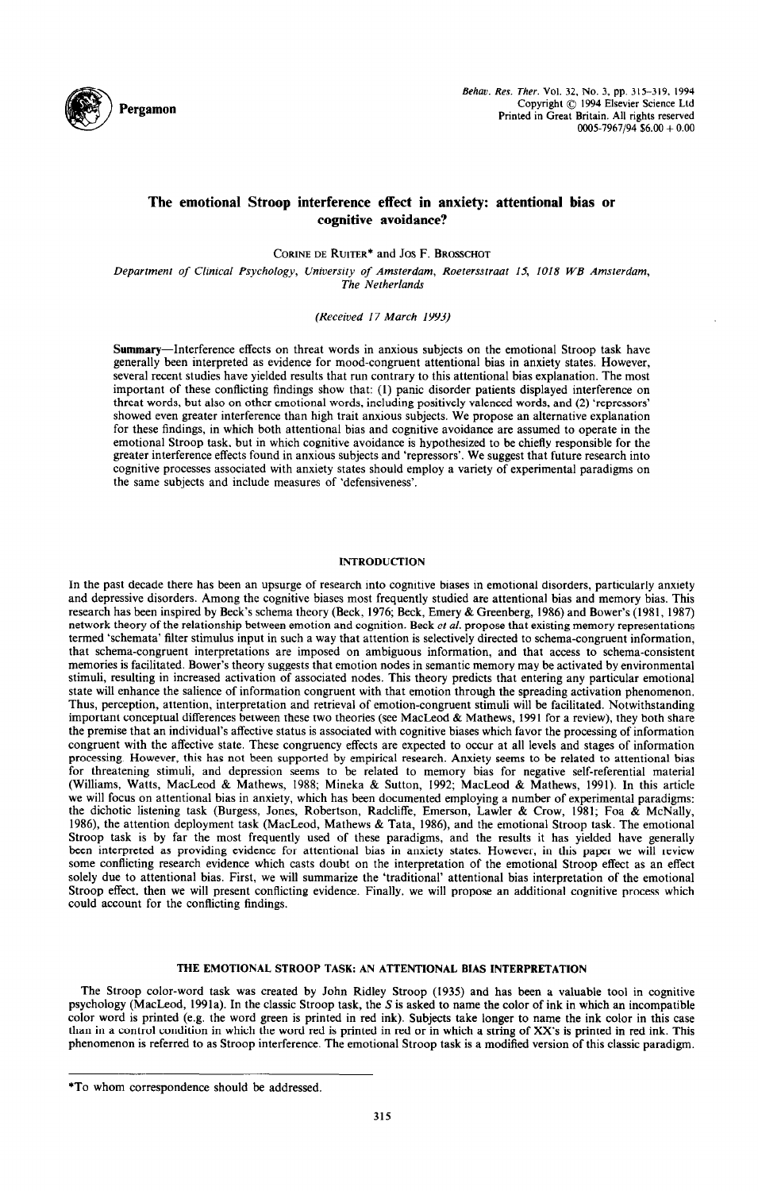# The emotional Stroop interference effect in anxiety: attentional bias or cognitive avoidance?

CORINE DE RUITER* and JOS F. BROSSCHOT

*Department of Clinical Psychology, University of Amsterdam, Roetersstraat 15, 1018 WB Amsterdam, The Netherlands*

*(Received 17 March 1993)*

**Summary**—Interference effects on threat words in anxious subjects on the emotional Stroop task have generally been interpreted as evidence for mood-congruent attentional bias in anxiety states. However, several recent studies have yielded results that run contrary to this attentional bias explanation. The most important of these conflicting findings show that: (1) panic disorder patients displayed interference on threat words, but also on other emotional words, including positively valenced words, and (2) 'repressors' showed even greater interference than high trait anxious subjects. We propose an alternative explanation for these findings, in which both attentional bias and cognitive avoidance are assumed to operate in the emotional Stroop task, but in which cognitive avoidance is hypothesized to be chiefly responsible for the greater interference effects found in anxious subjects and 'repressors'. We suggest that future research into cognitive processes associated with anxiety states should employ a variety of experimental paradigms on the same subjects and include measures of 'defensiveness'.

## INTRODUCTION

In the past decade there has been an upsurge of research into cognitive biases in emotional disorders, particularly anxiety and depressive disorders. Among the cognitive biases most frequently studied are attentional bias and memory bias. This research has been inspired by Beck's schema theory (Beck, 1976; Beck, Emery & Greenberg, 1986) and Bower's (1981, 1987) network theory of the relationship between emotion and cognition. Beck *et al.* propose that existing memory representations termed 'schemata' filter stimulus input in such a way that attention is selectively directed to schema-congruent information, that schema-congruent interpretations are imposed on ambiguous information, and that access to schema-consistent memories is facilitated. Bower's theory suggests that emotion nodes in semantic memory may be activated by environmental stimuli, resulting in increased activation of associated nodes. This theory predicts that entering any particular emotional state will enhance the salience of information congruent with that emotion through the spreading activation phenomenon. Thus, perception, attention, interpretation and retrieval of emotion-congruent stimuli will be facilitated. Notwithstanding important conceptual differences between these two theories (see MacLeod & Mathews, 1991 for a review), they both share the premise that an individual's affective status is associated with cognitive biases which favor the processing of information congruent with the affective state. These congruency effects are expected to occur at all levels and stages of information processing. However, this has not been supported by empirical research. Anxiety seems to be related to attentional bias for threatening stimuli, and depression seems to be related to memory bias for negative self-referential material (Williams, Watts, MacLeod & Mathews, 1988; Mineka & Sutton, 1992; MacLeod & Mathews, 1991). In this article we will focus on attentional bias in anxiety, which has been documented employing a number of experimental paradigms: the dichotic listening task (Burgess, Jones, Robertson, Radcliffe, Emerson, Lawler & Crow, 1981; Foa & McNally, 1986), the attention deployment task (MacLeod, Mathews & Tata, 1986), and the emotional Stroop task. The emotional Stroop task is by far the most frequently used of these paradigms, and the results it has yielded have generally been interpreted as providing evidence for attentional bias in anxiety states. However, in this paper we will review some conflicting research evidence which casts doubt on the interpretation of the emotional Stroop effect as an effect solely due to attentional bias. First, we will summarize the 'traditional' attentional bias interpretation of the emotional Stroop effect, then we will present conflicting evidence. Finally, we will propose an additional cognitive process which could account for the conflicting findings.

## THE EMOTIONAL STROOP TASK: AN ATTENTIONAL BIAS INTERPRETATION

The Stroop color-word task was created by John Ridley Stroop (1935) and has been a valuable tool in cognitive psychology (MacLeod, 1991a). In the classic Stroop task, the *S* is asked to name the color of ink in which an incompatible color word is printed (e.g. the word green is printed in red ink). Subjects take longer to name the ink color in this case than in a control condition in which the word red is printed in red or in which a string of XX's is printed in red ink. This phenomenon is referred to as Stroop interference. The emotional Stroop task is a modified version of this classic paradigm.

*To whom correspondence should be addressed.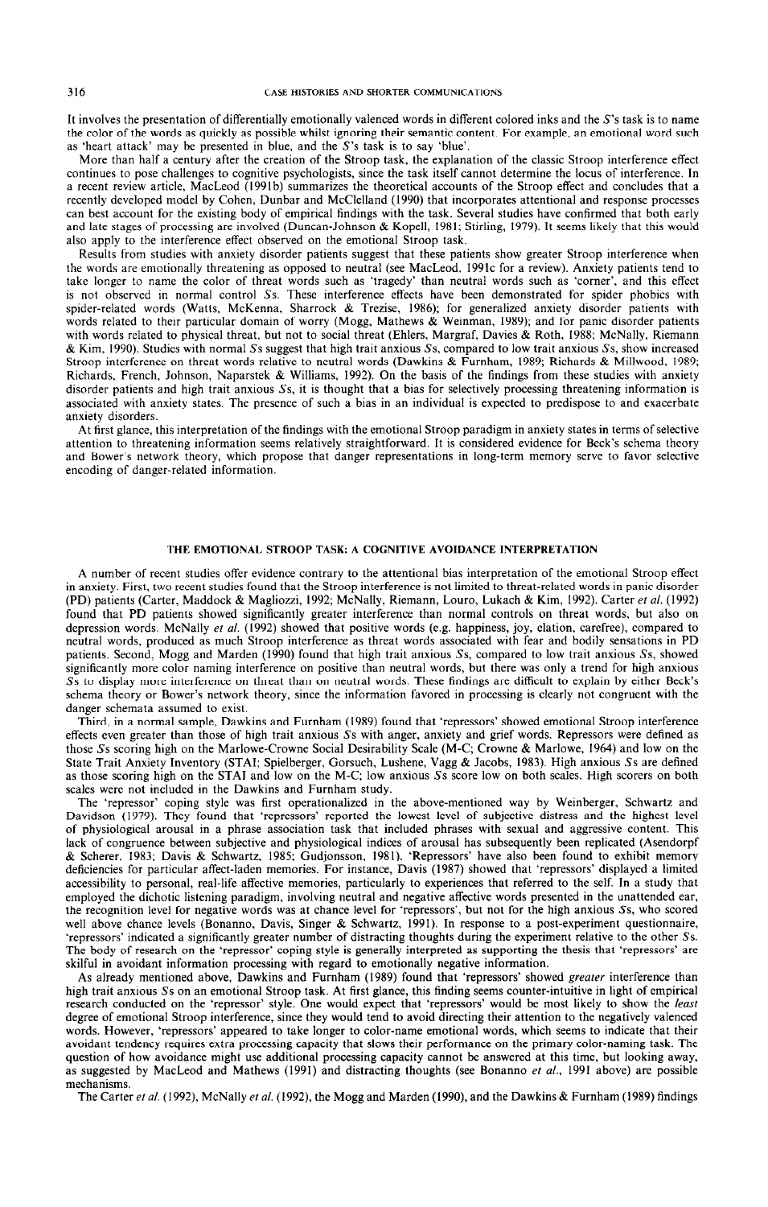It involves the presentation of differentially emotionally valenced words in different colored inks and the *S*'s task is to name the color of the words as quickly as possible whilst ignoring their semantic content. For example, an emotional word such as 'heart attack' may be presented in blue, and the *S*'s task is to say 'blue'.

More than half a century after the creation of the Stroop task, the explanation of the classic Stroop interference effect continues to pose challenges to cognitive psychologists, since the task itself cannot determine the locus of interference. In a recent review article, MacLeod (1991b) summarizes the theoretical accounts of the Stroop effect and concludes that a recently developed model by Cohen, Dunbar and McClelland (1990) that incorporates attentional and response processes can best account for the existing body of empirical findings with the task. Several studies have confirmed that both early and late stages of processing are involved (Duncan-Johnson & Kopell, 1981; Stirling, 1979). It seems likely that this would also apply to the interference effect observed on the emotional Stroop task.

Results from studies with anxiety disorder patients suggest that these patients show greater Stroop interference when the words are emotionally threatening as opposed to neutral (see MacLeod, 1991c for a review). Anxiety patients tend to take longer to name the color of threat words such as 'tragedy' than neutral words such as 'corner', and this effect is not observed in normal control *S*s. These interference effects have been demonstrated for spider phobics with spider-related words (Watts, McKenna, Sharrock & Trezise, 1986); for generalized anxiety disorder patients with words related to their particular domain of worry (Mogg, Mathews & Weinman, 1989); and for panic disorder patients with words related to physical threat, but not to social threat (Ehlers, Margraf, Davies & Roth, 1988; McNally, Riemann & Kim, 1990). Studies with normal *S*s suggest that high trait anxious *S*s, compared to low trait anxious *S*s, show increased Stroop interference on threat words relative to neutral words (Dawkins & Furnham, 1989; Richards & Millwood, 1989; Richards, French, Johnson, Naparstek & Williams, 1992). On the basis of the findings from these studies with anxiety disorder patients and high trait anxious *S*s, it is thought that a bias for selectively processing threatening information is associated with anxiety states. The presence of such a bias in an individual is expected to predispose to and exacerbate anxiety disorders.

At first glance, this interpretation of the findings with the emotional Stroop paradigm in anxiety states in terms of selective attention to threatening information seems relatively straightforward. It is considered evidence for Beck's schema theory and Bower's network theory, which propose that danger representations in long-term memory serve to favor selective encoding of danger-related information.

## THE EMOTIONAL STROOP TASK: A COGNITIVE AVOIDANCE INTERPRETATION

A number of recent studies offer evidence contrary to the attentional bias interpretation of the emotional Stroop effect in anxiety. First, two recent studies found that the Stroop interference is not limited to threat-related words in panic disorder (PD) patients (Carter, Maddock & Magliozzi, 1992; McNally, Riemann, Louro, Lukach & Kim, 1992). Carter *et al.* (1992) found that PD patients showed significantly greater interference than normal controls on threat words, but also on depression words. McNally *et al.* (1992) showed that positive words (e.g. happiness, joy, elation, carefree), compared to neutral words, produced as much Stroop interference as threat words associated with fear and bodily sensations in PD patients. Second, Mogg and Marden (1990) found that high trait anxious *S*s, compared to low trait anxious *S*s, showed significantly more color naming interference on positive than neutral words, but there was only a trend for high anxious *S*s to display more interference on threat than on neutral words. These findings are difficult to explain by either Beck's schema theory or Bower's network theory, since the information favored in processing is clearly not congruent with the danger schemata assumed to exist.

Third, in a normal sample, Dawkins and Furnham (1989) found that 'repressors' showed emotional Stroop interference effects even greater than those of high trait anxious *S*s with anger, anxiety and grief words. Repressors were defined as those *S*s scoring high on the Marlowe-Crowne Social Desirability Scale (M-C; Crowne & Marlowe, 1964) and low on the State Trait Anxiety Inventory (STAI; Spielberger, Gorsuch, Lushene, Vagg & Jacobs, 1983). High anxious *S*s are defined as those scoring high on the STAI and low on the M-C; low anxious *S*s score low on both scales. High scorers on both scales were not included in the Dawkins and Furnham study.

The 'repressor' coping style was first operationalized in the above-mentioned way by Weinberger, Schwartz and Davidson (1979). They found that 'repressors' reported the lowest level of subjective distress and the highest level of physiological arousal in a phrase association task that included phrases with sexual and aggressive content. This lack of congruence between subjective and physiological indices of arousal has subsequently been replicated (Asendorpf & Scherer, 1983; Davis & Schwartz, 1985; Gudjonsson, 1981). 'Repressors' have also been found to exhibit memory deficiencies for particular affect-laden memories. For instance, Davis (1987) showed that 'repressors' displayed a limited accessibility to personal, real-life affective memories, particularly to experiences that referred to the self. In a study that employed the dichotic listening paradigm, involving neutral and negative affective words presented in the unattended ear, the recognition level for negative words was at chance level for 'repressors', but not for the high anxious *S*s, who scored well above chance levels (Bonanno, Davis, Singer & Schwartz, 1991). In response to a post-experiment questionnaire, 'repressors' indicated a significantly greater number of distracting thoughts during the experiment relative to the other *S*s. The body of research on the 'repressor' coping style is generally interpreted as supporting the thesis that 'repressors' are skilful in avoidant information processing with regard to emotionally negative information.

As already mentioned above, Dawkins and Furnham (1989) found that 'repressors' showed *greater* interference than high trait anxious *S*s on an emotional Stroop task. At first glance, this finding seems counter-intuitive in light of empirical research conducted on the 'repressor' style. One would expect that 'repressors' would be most likely to show the *least* degree of emotional Stroop interference, since they would tend to avoid directing their attention to the negatively valenced words. However, 'repressors' appeared to take longer to color-name emotional words, which seems to indicate that their avoidant tendency requires extra processing capacity that slows their performance on the primary color-naming task. The question of how avoidance might use additional processing capacity cannot be answered at this time, but looking away, as suggested by MacLeod and Mathews (1991) and distracting thoughts (see Bonanno *et al.*, 1991 above) are possible mechanisms.

The Carter *et al.* (1992), McNally *et al.* (1992), the Mogg and Marden (1990), and the Dawkins & Furnham (1989) findings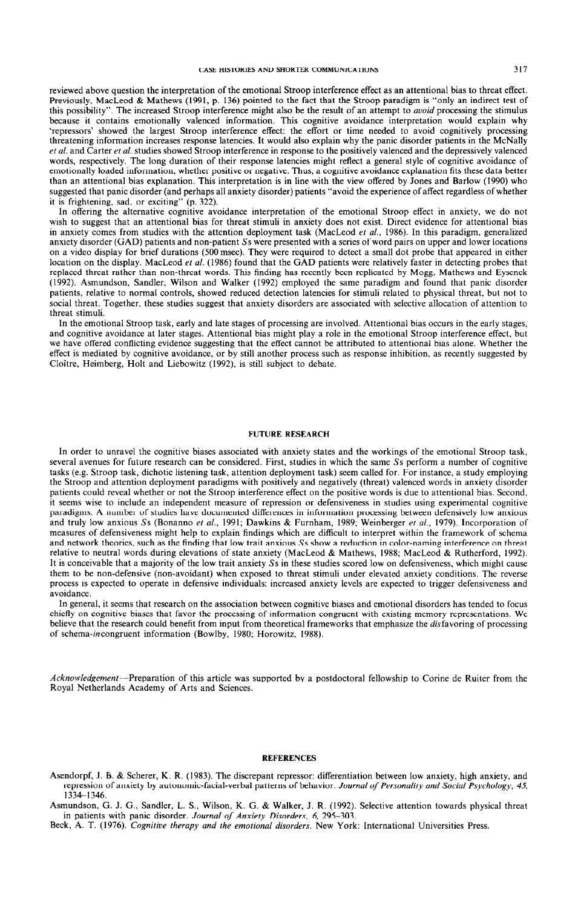reviewed above question the interpretation of the emotional Stroop interference effect as an attentional bias to threat effect. Previously, MacLeod & Mathews (1991, p. 136) pointed to the fact that the Stroop paradigm is "only an indirect test of this possibility". The increased Stroop interference might also be the result of an attempt to *avoid* processing the stimulus because it contains emotionally valenced information. This cognitive avoidance interpretation would explain why 'repressors' showed the largest Stroop interference effect: the effort or time needed to avoid cognitively processing threatening information increases response latencies. It would also explain why the panic disorder patients in the McNally *et al.* and Carter *et al.* studies showed Stroop interference in response to the positively valenced and the depressively valenced words, respectively. The long duration of their response latencies might reflect a general style of cognitive avoidance of emotionally loaded information, whether positive or negative. Thus, a cognitive avoidance explanation fits these data better than an attentional bias explanation. This interpretation is in line with the view offered by Jones and Barlow (1990) who suggested that panic disorder (and perhaps all anxiety disorder) patients "avoid the experience of affect regardless of whether it is frightening, sad, or exciting" (p. 322).

In offering the alternative cognitive avoidance interpretation of the emotional Stroop effect in anxiety, we do not wish to suggest that an attentional bias for threat stimuli in anxiety does not exist. Direct evidence for attentional bias in anxiety comes from studies with the attention deployment task (MacLeod *et al.*, 1986). In this paradigm, generalized anxiety disorder (GAD) patients and non-patient *S*s were presented with a series of word pairs on upper and lower locations on a video display for brief durations (500 msec). They were required to detect a small dot probe that appeared in either location on the display. MacLeod *et al.* (1986) found that the GAD patients were relatively faster in detecting probes that replaced threat rather than non-threat words. This finding has recently been replicated by Mogg, Mathews and Eysenck (1992). Asmundson, Sandler, Wilson and Walker (1992) employed the same paradigm and found that panic disorder patients, relative to normal controls, showed reduced detection latencies for stimuli related to physical threat, but not to social threat. Together, these studies suggest that anxiety disorders are associated with selective allocation of attention to threat stimuli.

In the emotional Stroop task, early and late stages of processing are involved. Attentional bias occurs in the early stages, and cognitive avoidance at later stages. Attentional bias might play a role in the emotional Stroop interference effect, but we have offered conflicting evidence suggesting that the effect cannot be attributed to attentional bias alone. Whether the effect is mediated by cognitive avoidance, or by still another process such as response inhibition, as recently suggested by Cloître, Heimberg, Holt and Liebowitz (1992), is still subject to debate.

## FUTURE RESEARCH

In order to unravel the cognitive biases associated with anxiety states and the workings of the emotional Stroop task, several avenues for future research can be considered. First, studies in which the same *S*s perform a number of cognitive tasks (e.g. Stroop task, dichotic listening task, attention deployment task) seem called for. For instance, a study employing the Stroop and attention deployment paradigms with positively and negatively (threat) valenced words in anxiety disorder patients could reveal whether or not the Stroop interference effect on the positive words is due to attentional bias. Second, it seems wise to include an independent measure of repression or defensiveness in studies using experimental cognitive paradigms. A number of studies have documented differences in information processing between defensively low anxious and truly low anxious *S*s (Bonanno *et al.*, 1991; Dawkins & Furnham, 1989; Weinberger *et al.*, 1979). Incorporation of measures of defensiveness might help to explain findings which are difficult to interpret within the framework of schema and network theories, such as the finding that low trait anxious *S*s show a reduction in color-naming interference on threat relative to neutral words during elevations of state anxiety (MacLeod & Mathews, 1988; MacLeod & Rutherford, 1992). It is conceivable that a majority of the low trait anxiety *S*s in these studies scored low on defensiveness, which might cause them to be non-defensive (non-avoidant) when exposed to threat stimuli under elevated anxiety conditions. The reverse process is expected to operate in defensive individuals: increased anxiety levels are expected to trigger defensiveness and avoidance.

In general, it seems that research on the association between cognitive biases and emotional disorders has tended to focus chiefly on cognitive biases that favor the processing of information congruent with existing memory representations. We believe that the research could benefit from input from theoretical frameworks that emphasize the *dis*favoring of processing of schema-*in*congruent information (Bowlby, 1980; Horowitz, 1988).

*Acknowledgement*—Preparation of this article was supported by a postdoctoral fellowship to Corine de Ruiter from the Royal Netherlands Academy of Arts and Sciences.

## REFERENCES

Asendorpf, J. B. & Scherer, K. R. (1983). The discrepant repressor: differentiation between low anxiety, high anxiety, and repression of anxiety by autonomic-facial-verbal patterns of behavior. *Journal of Personality and Social Psychology, 45*, 1334–1346.

Asmundson, G. J. G., Sandler, L. S., Wilson, K. G. & Walker, J. R. (1992). Selective attention towards physical threat in patients with panic disorder. *Journal of Anxiety Disorders, 6*, 295–303.

Beck, A. T. (1976). *Cognitive therapy and the emotional disorders*. New York: International Universities Press.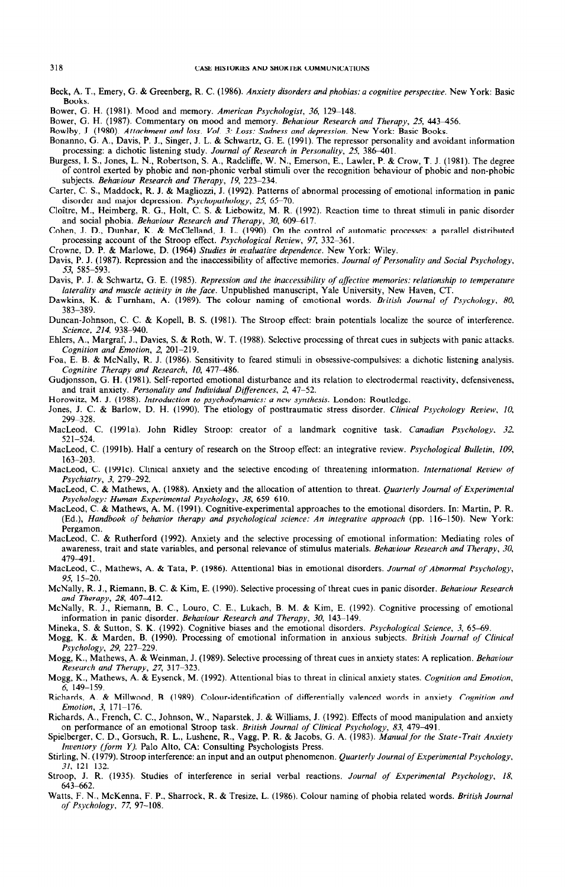Beck, A. T., Emery, G. & Greenberg, R. C. (1986). *Anxiety disorders and phobias: a cognitive perspective*. New York: Basic Books.

Bower, G. H. (1981). Mood and memory. *American Psychologist*, *36*, 129–148.

Bower, G. H. (1987). Commentary on mood and memory. *Behaviour Research and Therapy*, *25*, 443–456.

Bowlby, J. (1980). *Attachment and loss. Vol. 3: Loss: Sadness and depression*. New York: Basic Books.

Bonanno, G. A., Davis, P. J., Singer, J. L. & Schwartz, G. E. (1991). The repressor personality and avoidant information processing: a dichotic listening study. *Journal of Research in Personality*, *25*, 386–401.

Burgess, I. S., Jones, L. N., Robertson, S. A., Radcliffe, W. N., Emerson, E., Lawler, P. & Crow, T. J. (1981). The degree of control exerted by phobic and non-phobic verbal stimuli over the recognition behaviour of phobic and non-phobic subjects. *Behaviour Research and Therapy*, *19*, 223–234.

Carter, C. S., Maddock, R. J. & Magliozzi, J. (1992). Patterns of abnormal processing of emotional information in panic disorder and major depression. *Psychopathology*, *25*, 65–70.

Cloître, M., Heimberg, R. G., Holt, C. S. & Liebowitz, M. R. (1992). Reaction time to threat stimuli in panic disorder and social phobia. *Behaviour Research and Therapy*, *30*, 609–617.

Cohen, J. D., Dunbar, K. & McClelland, J. L. (1990). On the control of automatic processes: a parallel distributed processing account of the Stroop effect. *Psychological Review*, *97*, 332–361.

Crowne, D. P. & Marlowe, D. (1964) *Studies in evaluative dependence*. New York: Wiley.

Davis, P. J. (1987). Repression and the inaccessibility of affective memories. *Journal of Personality and Social Psychology*, *53*, 585–593.

Davis, P. J. & Schwartz, G. E. (1985). *Repression and the inaccessibility of affective memories: relationship to temperature laterality and muscle activity in the face*. Unpublished manuscript, Yale University, New Haven, CT.

Dawkins, K. & Furnham, A. (1989). The colour naming of emotional words. *British Journal of Psychology*, *80*, 383–389.

Duncan-Johnson, C. C. & Kopell, B. S. (1981). The Stroop effect: brain potentials localize the source of interference. *Science*, *214*, 938–940.

Ehlers, A., Margraf, J., Davies, S. & Roth, W. T. (1988). Selective processing of threat cues in subjects with panic attacks. *Cognition and Emotion*, *2*, 201–219.

Foa, E. B. & McNally, R. J. (1986). Sensitivity to feared stimuli in obsessive-compulsives: a dichotic listening analysis. *Cognitive Therapy and Research*, *10*, 477–486.

Gudjonsson, G. H. (1981). Self-reported emotional disturbance and its relation to electrodermal reactivity, defensiveness, and trait anxiety. *Personality and Individual Differences*, *2*, 47–52.

Horowitz, M. J. (1988). *Introduction to psychodynamics: a new synthesis*. London: Routledge.

Jones, J. C. & Barlow, D. H. (1990). The etiology of posttraumatic stress disorder. *Clinical Psychology Review*, *10*, 299–328.

MacLeod, C. (1991a). John Ridley Stroop: creator of a landmark cognitive task. *Canadian Psychology*, *32*, 521–524.

MacLeod, C. (1991b). Half a century of research on the Stroop effect: an integrative review. *Psychological Bulletin*, *109*, 163–203.

MacLeod, C. (1991c). Clinical anxiety and the selective encoding of threatening information. *International Review of Psychiatry*, *3*, 279–292.

MacLeod, C. & Mathews, A. (1988). Anxiety and the allocation of attention to threat. *Quarterly Journal of Experimental Psychology: Human Experimental Psychology*, *38*, 659 610.

MacLeod, C. & Mathews, A. M. (1991). Cognitive-experimental approaches to the emotional disorders. In: Martin, P. R. (Ed.), *Handbook of behavior therapy and psychological science: An integrative approach* (pp. 116–150). New York: Pergamon.

MacLeod, C. & Rutherford (1992). Anxiety and the selective processing of emotional information: Mediating roles of awareness, trait and state variables, and personal relevance of stimulus materials. *Behaviour Research and Therapy*, *30*, 479–491.

MacLeod, C., Mathews, A. & Tata, P. (1986). Attentional bias in emotional disorders. *Journal of Abnormal Psychology*, *95*, 15–20.

McNally, R. J., Riemann, B. C. & Kim, E. (1990). Selective processing of threat cues in panic disorder. *Behaviour Research and Therapy*, *28*, 407–412.

McNally, R. J., Riemann, B. C., Louro, C. E., Lukach, B. M. & Kim, E. (1992). Cognitive processing of emotional information in panic disorder. *Behaviour Research and Therapy*, *30*, 143–149.

Mineka, S. & Sutton, S. K. (1992). Cognitive biases and the emotional disorders. *Psychological Science*, *3*, 65–69.

Mogg, K. & Marden, B. (1990). Processing of emotional information in anxious subjects. *British Journal of Clinical Psychology*, *29*, 227–229.

Mogg, K., Mathews, A. & Weinman, J. (1989). Selective processing of threat cues in anxiety states: A replication. *Behaviour Research and Therapy*, *27*, 317–323.

Mogg, K., Mathews, A. & Eysenck, M. (1992). Attentional bias to threat in clinical anxiety states. *Cognition and Emotion*, *6*, 149–159.

Richards, A. & Millwood, B. (1989). Colour-identification of differentially valenced words in anxiety. *Cognition and Emotion*, *3*, 171–176.

Richards, A., French, C. C., Johnson, W., Naparstek, J. & Williams, J. (1992). Effects of mood manipulation and anxiety on performance of an emotional Stroop task. *British Journal of Clinical Psychology*, *83*, 479–491.

Spielberger, C. D., Gorsuch, R. L., Lushene, R., Vagg, P. R. & Jacobs, G. A. (1983). *Manual for the State-Trait Anxiety Inventory (form Y)*. Palo Alto, CA: Consulting Psychologists Press.

Stirling, N. (1979). Stroop interference: an input and an output phenomenon. *Quarterly Journal of Experimental Psychology*, *31*, 121 132.

Stroop, J. R. (1935). Studies of interference in serial verbal reactions. *Journal of Experimental Psychology*, *18*, 643–662.

Watts, F. N., McKenna, F. P., Sharrock, R. & Tresize, L. (1986). Colour naming of phobia related words. *British Journal of Psychology*, *77*, 97–108.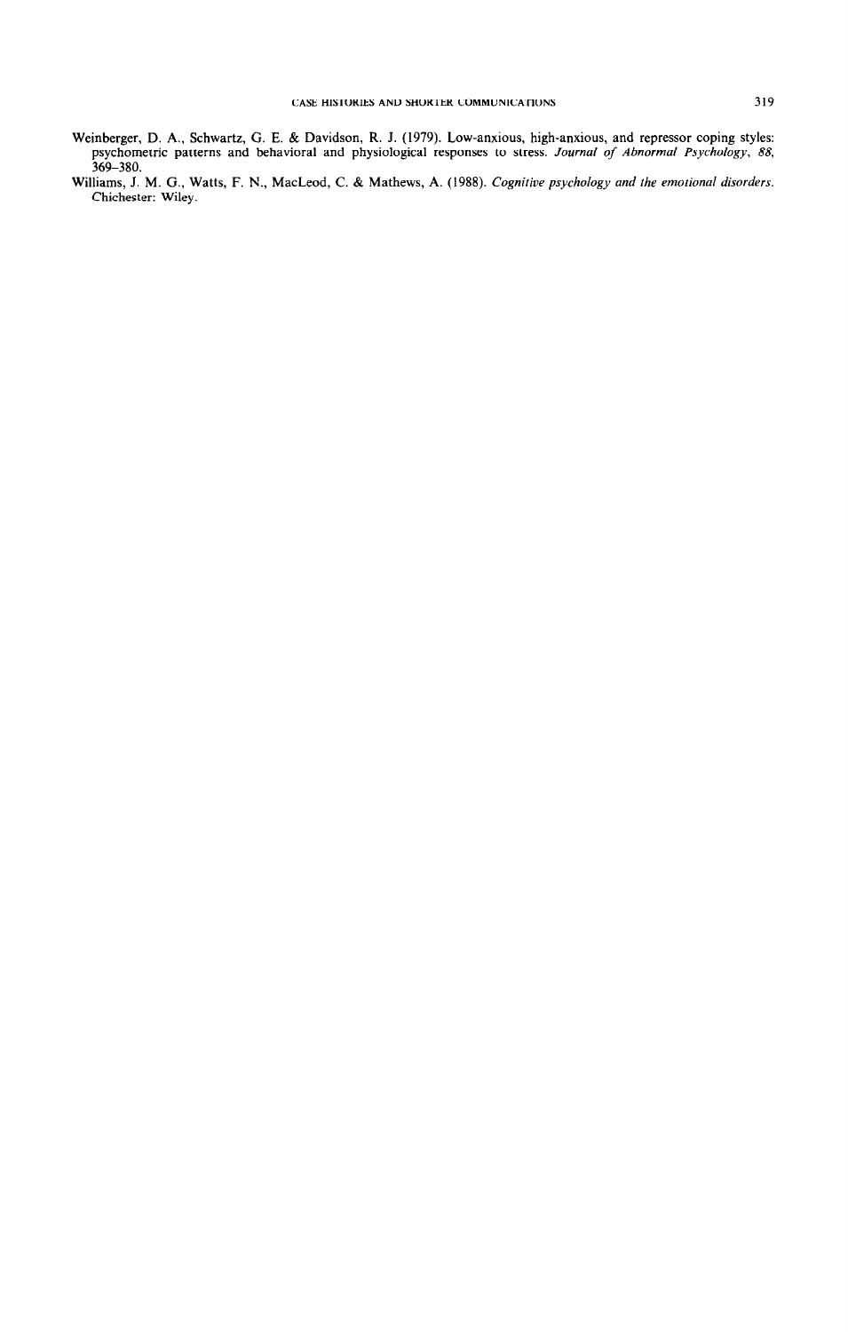Weinberger, D. A., Schwartz, G. E. & Davidson, R. J. (1979). Low-anxious, high-anxious, and repressor coping styles: psychometric patterns and behavioral and physiological responses to stress. *Journal of Abnormal Psychology, 88*, 369–380.

Williams, J. M. G., Watts, F. N., MacLeod, C. & Mathews, A. (1988). *Cognitive psychology and the emotional disorders*. Chichester: Wiley.